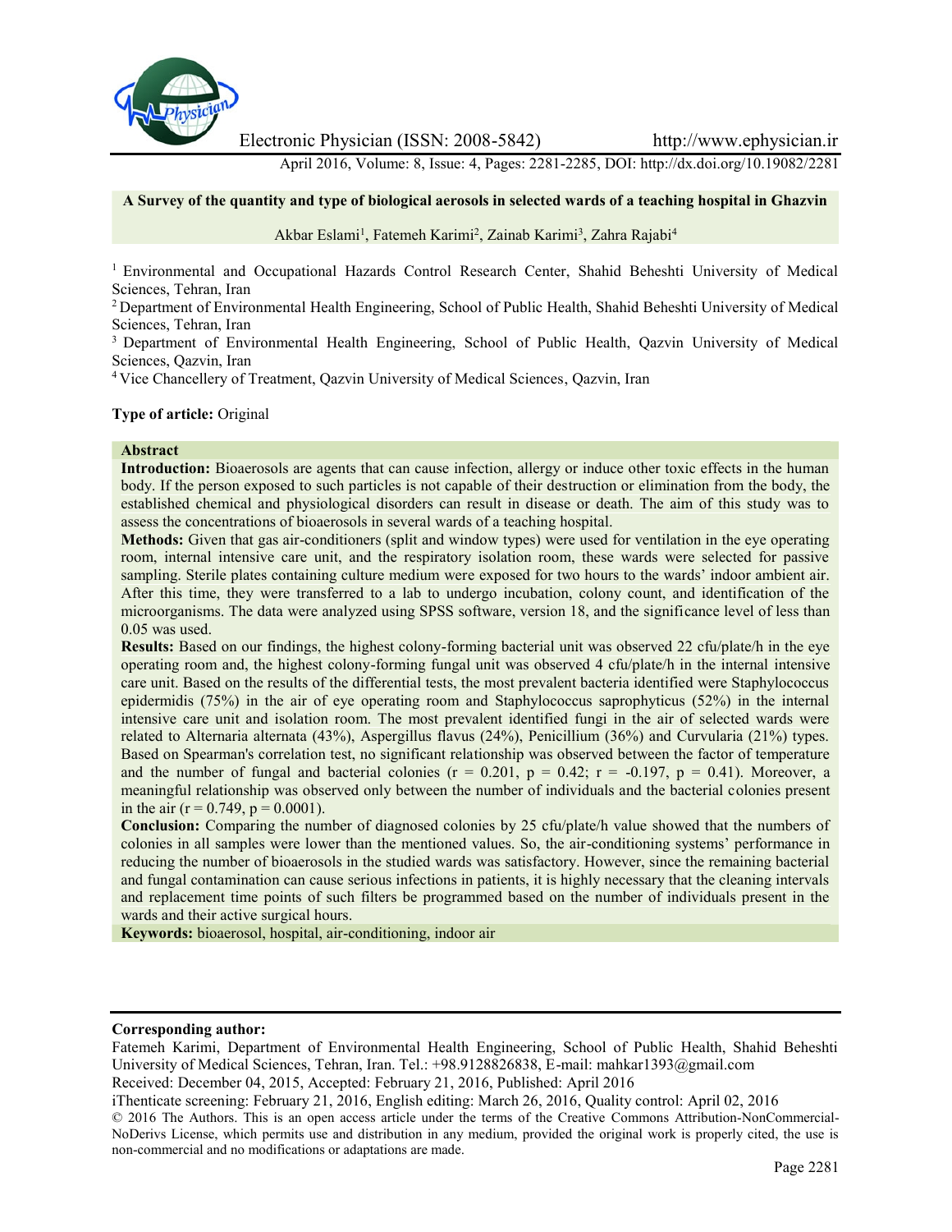# A Survey of the quantity and type of biological aerosols in selected wards of a teaching hospital in Ghazvin

Akbar Eslami[1], Fatemeh Karimi[2], Zainab Karimi[3], Zahra Rajabi[4]

[1] Environmental and Occupational Hazards Control Research Center, Shahid Beheshti University of Medical Sciences, Tehran, Iran

[2] Department of Environmental Health Engineering, School of Public Health, Shahid Beheshti University of Medical Sciences, Tehran, Iran

[3] Department of Environmental Health Engineering, School of Public Health, Qazvin University of Medical Sciences, Qazvin, Iran

[4] Vice Chancellery of Treatment, Qazvin University of Medical Sciences, Qazvin, Iran

**Type of article:** Original

## Abstract

**Introduction:** Bioaerosols are agents that can cause infection, allergy or induce other toxic effects in the human body. If the person exposed to such particles is not capable of their destruction or elimination from the body, the established chemical and physiological disorders can result in disease or death. The aim of this study was to assess the concentrations of bioaerosols in several wards of a teaching hospital.

**Methods:** Given that gas air-conditioners (split and window types) were used for ventilation in the eye operating room, internal intensive care unit, and the respiratory isolation room, these wards were selected for passive sampling. Sterile plates containing culture medium were exposed for two hours to the wards' indoor ambient air. After this time, they were transferred to a lab to undergo incubation, colony count, and identification of the microorganisms. The data were analyzed using SPSS software, version 18, and the significance level of less than 0.05 was used.

**Results:** Based on our findings, the highest colony-forming bacterial unit was observed 22 cfu/plate/h in the eye operating room and, the highest colony-forming fungal unit was observed 4 cfu/plate/h in the internal intensive care unit. Based on the results of the differential tests, the most prevalent bacteria identified were Staphylococcus epidermidis (75%) in the air of eye operating room and Staphylococcus saprophyticus (52%) in the internal intensive care unit and isolation room. The most prevalent identified fungi in the air of selected wards were related to Alternaria alternata (43%), Aspergillus flavus (24%), Penicillium (36%) and Curvularia (21%) types. Based on Spearman's correlation test, no significant relationship was observed between the factor of temperature and the number of fungal and bacterial colonies ($r = 0.201$, $p = 0.42$; $r = -0.197$, $p = 0.41$). Moreover, a meaningful relationship was observed only between the number of individuals and the bacterial colonies present in the air ($r = 0.749$, $p = 0.0001$).

**Conclusion:** Comparing the number of diagnosed colonies by 25 cfu/plate/h value showed that the numbers of colonies in all samples were lower than the mentioned values. So, the air-conditioning systems' performance in reducing the number of bioaerosols in the studied wards was satisfactory. However, since the remaining bacterial and fungal contamination can cause serious infections in patients, it is highly necessary that the cleaning intervals and replacement time points of such filters be programmed based on the number of individuals present in the wards and their active surgical hours.

**Keywords:** bioaerosol, hospital, air-conditioning, indoor air

---

**Corresponding author:**
Fatemeh Karimi, Department of Environmental Health Engineering, School of Public Health, Shahid Beheshti University of Medical Sciences, Tehran, Iran. Tel.: +98.9128826838, E-mail: mahkar1393@gmail.com

Received: December 04, 2015, Accepted: February 21, 2016, Published: April 2016

iThenticate screening: February 21, 2016, English editing: March 26, 2016, Quality control: April 02, 2016

© 2016 The Authors. This is an open access article under the terms of the Creative Commons Attribution-NonCommercial-NoDerivs License, which permits use and distribution in any medium, provided the original work is properly cited, the use is non-commercial and no modifications or adaptations are made.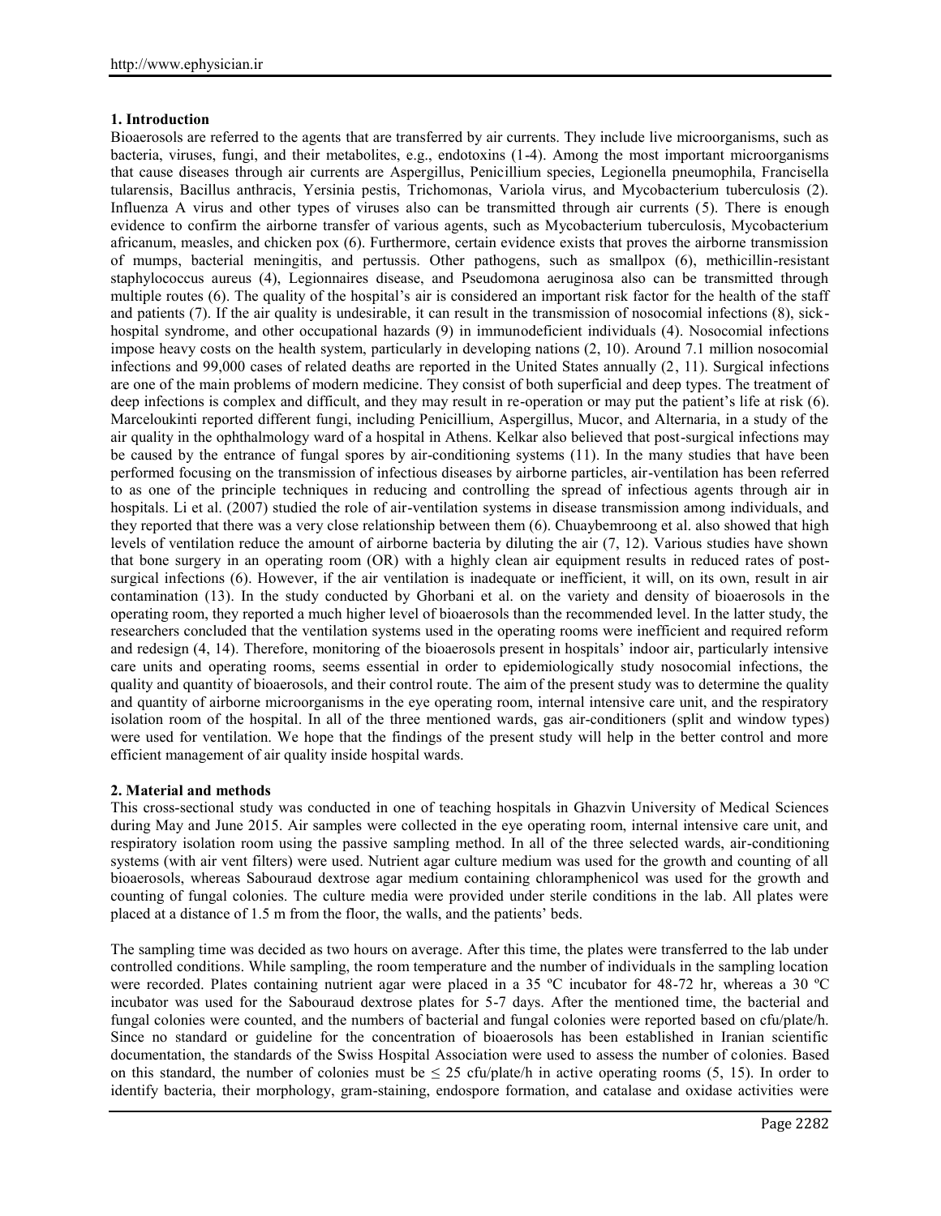## 1. Introduction

Bioaerosols are referred to the agents that are transferred by air currents. They include live microorganisms, such as bacteria, viruses, fungi, and their metabolites, e.g., endotoxins (1-4). Among the most important microorganisms that cause diseases through air currents are Aspergillus, Penicillium species, Legionella pneumophila, Francisella tularensis, Bacillus anthracis, Yersinia pestis, Trichomonas, Variola virus, and Mycobacterium tuberculosis (2). Influenza A virus and other types of viruses also can be transmitted through air currents (5). There is enough evidence to confirm the airborne transfer of various agents, such as Mycobacterium tuberculosis, Mycobacterium africanum, measles, and chicken pox (6). Furthermore, certain evidence exists that proves the airborne transmission of mumps, bacterial meningitis, and pertussis. Other pathogens, such as smallpox (6), methicillin-resistant staphylococcus aureus (4), Legionnaires disease, and Pseudomona aeruginosa also can be transmitted through multiple routes (6). The quality of the hospital's air is considered an important risk factor for the health of the staff and patients (7). If the air quality is undesirable, it can result in the transmission of nosocomial infections (8), sick-hospital syndrome, and other occupational hazards (9) in immunodeficient individuals (4). Nosocomial infections impose heavy costs on the health system, particularly in developing nations (2, 10). Around 7.1 million nosocomial infections and 99,000 cases of related deaths are reported in the United States annually (2, 11). Surgical infections are one of the main problems of modern medicine. They consist of both superficial and deep types. The treatment of deep infections is complex and difficult, and they may result in re-operation or may put the patient's life at risk (6). Marceloukinti reported different fungi, including Penicillium, Aspergillus, Mucor, and Alternaria, in a study of the air quality in the ophthalmology ward of a hospital in Athens. Kelkar also believed that post-surgical infections may be caused by the entrance of fungal spores by air-conditioning systems (11). In the many studies that have been performed focusing on the transmission of infectious diseases by airborne particles, air-ventilation has been referred to as one of the principle techniques in reducing and controlling the spread of infectious agents through air in hospitals. Li et al. (2007) studied the role of air-ventilation systems in disease transmission among individuals, and they reported that there was a very close relationship between them (6). Chuaybemroong et al. also showed that high levels of ventilation reduce the amount of airborne bacteria by diluting the air (7, 12). Various studies have shown that bone surgery in an operating room (OR) with a highly clean air equipment results in reduced rates of post-surgical infections (6). However, if the air ventilation is inadequate or inefficient, it will, on its own, result in air contamination (13). In the study conducted by Ghorbani et al. on the variety and density of bioaerosols in the operating room, they reported a much higher level of bioaerosols than the recommended level. In the latter study, the researchers concluded that the ventilation systems used in the operating rooms were inefficient and required reform and redesign (4, 14). Therefore, monitoring of the bioaerosols present in hospitals' indoor air, particularly intensive care units and operating rooms, seems essential in order to epidemiologically study nosocomial infections, the quality and quantity of bioaerosols, and their control route. The aim of the present study was to determine the quality and quantity of airborne microorganisms in the eye operating room, internal intensive care unit, and the respiratory isolation room of the hospital. In all of the three mentioned wards, gas air-conditioners (split and window types) were used for ventilation. We hope that the findings of the present study will help in the better control and more efficient management of air quality inside hospital wards.

## 2. Material and methods

This cross-sectional study was conducted in one of teaching hospitals in Ghazvin University of Medical Sciences during May and June 2015. Air samples were collected in the eye operating room, internal intensive care unit, and respiratory isolation room using the passive sampling method. In all of the three selected wards, air-conditioning systems (with air vent filters) were used. Nutrient agar culture medium was used for the growth and counting of all bioaerosols, whereas Sabouraud dextrose agar medium containing chloramphenicol was used for the growth and counting of fungal colonies. The culture media were provided under sterile conditions in the lab. All plates were placed at a distance of 1.5 m from the floor, the walls, and the patients' beds.

The sampling time was decided as two hours on average. After this time, the plates were transferred to the lab under controlled conditions. While sampling, the room temperature and the number of individuals in the sampling location were recorded. Plates containing nutrient agar were placed in a 35 ºC incubator for 48-72 hr, whereas a 30 ºC incubator was used for the Sabouraud dextrose plates for 5-7 days. After the mentioned time, the bacterial and fungal colonies were counted, and the numbers of bacterial and fungal colonies were reported based on cfu/plate/h. Since no standard or guideline for the concentration of bioaerosols has been established in Iranian scientific documentation, the standards of the Swiss Hospital Association were used to assess the number of colonies. Based on this standard, the number of colonies must be $\leq 25$ cfu/plate/h in active operating rooms (5, 15). In order to identify bacteria, their morphology, gram-staining, endospore formation, and catalase and oxidase activities were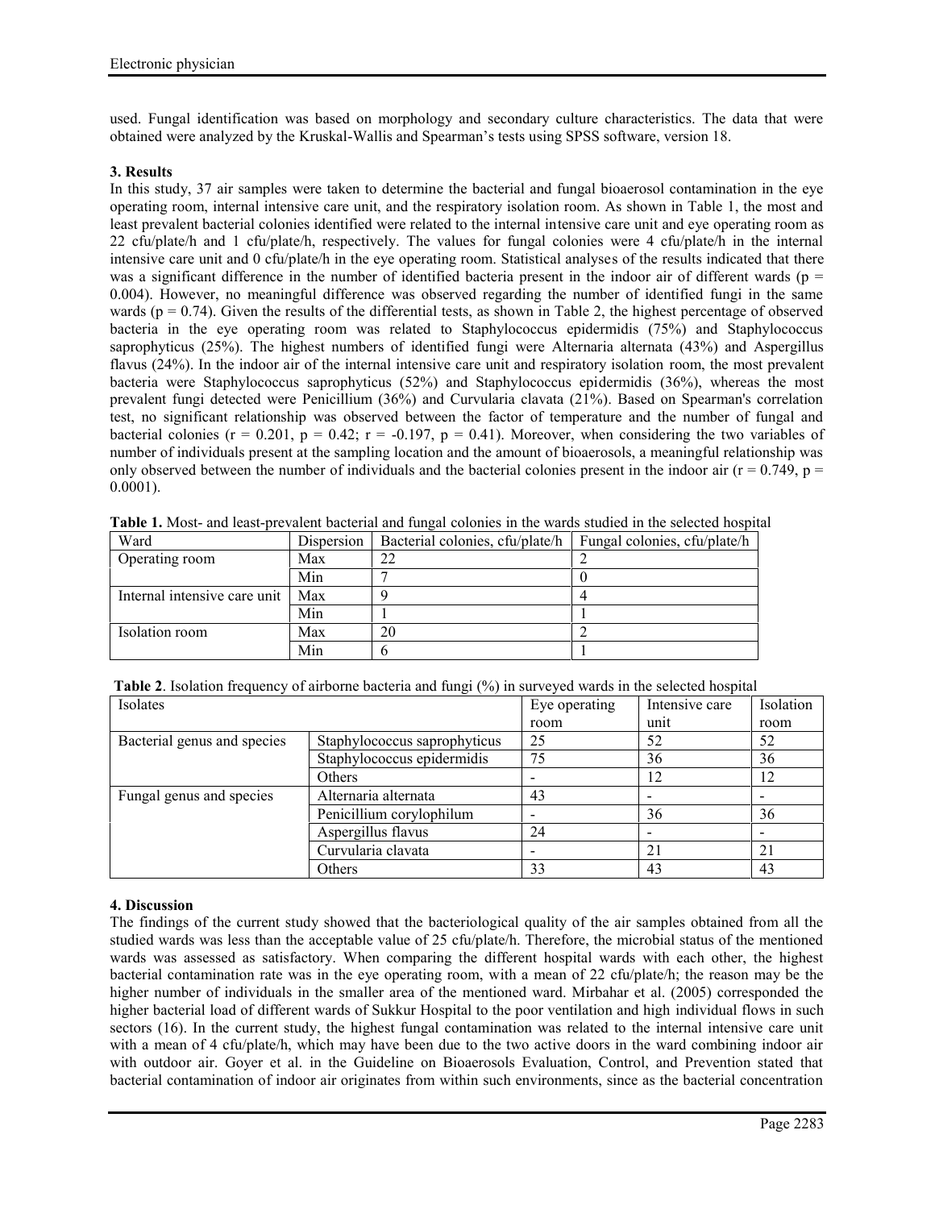used. Fungal identification was based on morphology and secondary culture characteristics. The data that were obtained were analyzed by the Kruskal-Wallis and Spearman's tests using SPSS software, version 18.

### 3. Results

In this study, 37 air samples were taken to determine the bacterial and fungal bioaerosol contamination in the eye operating room, internal intensive care unit, and the respiratory isolation room. As shown in Table 1, the most and least prevalent bacterial colonies identified were related to the internal intensive care unit and eye operating room as 22 cfu/plate/h and 1 cfu/plate/h, respectively. The values for fungal colonies were 4 cfu/plate/h in the internal intensive care unit and 0 cfu/plate/h in the eye operating room. Statistical analyses of the results indicated that there was a significant difference in the number of identified bacteria present in the indoor air of different wards ($p = 0.004$). However, no meaningful difference was observed regarding the number of identified fungi in the same wards ($p = 0.74$). Given the results of the differential tests, as shown in Table 2, the highest percentage of observed bacteria in the eye operating room was related to Staphylococcus epidermidis (75%) and Staphylococcus saprophyticus (25%). The highest numbers of identified fungi were Alternaria alternata (43%) and Aspergillus flavus (24%). In the indoor air of the internal intensive care unit and respiratory isolation room, the most prevalent bacteria were Staphylococcus saprophyticus (52%) and Staphylococcus epidermidis (36%), whereas the most prevalent fungi detected were Penicillium (36%) and Curvularia clavata (21%). Based on Spearman's correlation test, no significant relationship was observed between the factor of temperature and the number of fungal and bacterial colonies ($r = 0.201$, $p = 0.42$; $r = -0.197$, $p = 0.41$). Moreover, when considering the two variables of number of individuals present at the sampling location and the amount of bioaerosols, a meaningful relationship was only observed between the number of individuals and the bacterial colonies present in the indoor air ($r = 0.749$, $p = 0.0001$).

**Table 1.** Most- and least-prevalent bacterial and fungal colonies in the wards studied in the selected hospital

| Ward | Dispersion | Bacterial colonies, cfu/plate/h | Fungal colonies, cfu/plate/h |
|---|---|---|---|
| Operating room | Max | 22 | 2 |
| | Min | 7 | 0 |
| Internal intensive care unit | Max | 9 | 4 |
| | Min | 1 | 1 |
| Isolation room | Max | 20 | 2 |
| | Min | 6 | 1 |

**Table 2**. Isolation frequency of airborne bacteria and fungi (%) in surveyed wards in the selected hospital

| Isolates | | Eye operating room | Intensive care unit | Isolation room |
|---|---|---|---|---|
| Bacterial genus and species | Staphylococcus saprophyticus | 25 | 52 | 52 |
| | Staphylococcus epidermidis | 75 | 36 | 36 |
| | Others | - | 12 | 12 |
| Fungal genus and species | Alternaria alternata | 43 | - | - |
| | Penicillium corylophilum | - | 36 | 36 |
| | Aspergillus flavus | 24 | - | - |
| | Curvularia clavata | - | 21 | 21 |
| | Others | 33 | 43 | 43 |

### 4. Discussion

The findings of the current study showed that the bacteriological quality of the air samples obtained from all the studied wards was less than the acceptable value of 25 cfu/plate/h. Therefore, the microbial status of the mentioned wards was assessed as satisfactory. When comparing the different hospital wards with each other, the highest bacterial contamination rate was in the eye operating room, with a mean of 22 cfu/plate/h; the reason may be the higher number of individuals in the smaller area of the mentioned ward. Mirbahar et al. (2005) corresponded the higher bacterial load of different wards of Sukkur Hospital to the poor ventilation and high individual flows in such sectors (16). In the current study, the highest fungal contamination was related to the internal intensive care unit with a mean of 4 cfu/plate/h, which may have been due to the two active doors in the ward combining indoor air with outdoor air. Goyer et al. in the Guideline on Bioaerosols Evaluation, Control, and Prevention stated that bacterial contamination of indoor air originates from within such environments, since as the bacterial concentration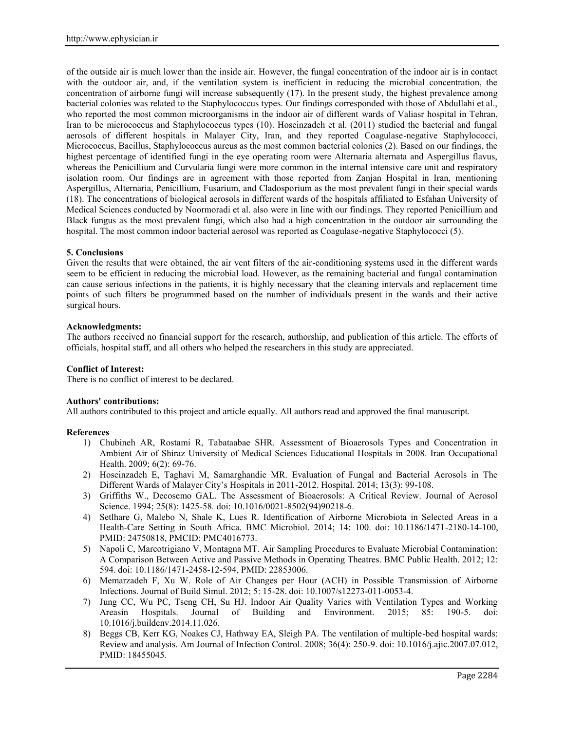of the outside air is much lower than the inside air. However, the fungal concentration of the indoor air is in contact with the outdoor air, and, if the ventilation system is inefficient in reducing the microbial concentration, the concentration of airborne fungi will increase subsequently (17). In the present study, the highest prevalence among bacterial colonies was related to the Staphylococcus types. Our findings corresponded with those of Abdullahi et al., who reported the most common microorganisms in the indoor air of different wards of Valiasr hospital in Tehran, Iran to be micrococcus and Staphylococcus types (10). Hoseinzadeh et al. (2011) studied the bacterial and fungal aerosols of different hospitals in Malayer City, Iran, and they reported Coagulase-negative Staphylococci, Micrococcus, Bacillus, Staphylococcus aureus as the most common bacterial colonies (2). Based on our findings, the highest percentage of identified fungi in the eye operating room were Alternaria alternata and Aspergillus flavus, whereas the Penicillium and Curvularia fungi were more common in the internal intensive care unit and respiratory isolation room. Our findings are in agreement with those reported from Zanjan Hospital in Iran, mentioning Aspergillus, Alternaria, Penicillium, Fusarium, and Cladosporium as the most prevalent fungi in their special wards (18). The concentrations of biological aerosols in different wards of the hospitals affiliated to Esfahan University of Medical Sciences conducted by Noormoradi et al. also were in line with our findings. They reported Penicillium and Black fungus as the most prevalent fungi, which also had a high concentration in the outdoor air surrounding the hospital. The most common indoor bacterial aerosol was reported as Coagulase-negative Staphylococci (5).

**5. Conclusions**

Given the results that were obtained, the air vent filters of the air-conditioning systems used in the different wards seem to be efficient in reducing the microbial load. However, as the remaining bacterial and fungal contamination can cause serious infections in the patients, it is highly necessary that the cleaning intervals and replacement time points of such filters be programmed based on the number of individuals present in the wards and their active surgical hours.

**Acknowledgments:**

The authors received no financial support for the research, authorship, and publication of this article. The efforts of officials, hospital staff, and all others who helped the researchers in this study are appreciated.

**Conflict of Interest:**

There is no conflict of interest to be declared.

**Authors' contributions:**

All authors contributed to this project and article equally. All authors read and approved the final manuscript.

**References**

1) Chubineh AR, Rostami R, Tabataabae SHR. Assessment of Bioaerosols Types and Concentration in Ambient Air of Shiraz University of Medical Sciences Educational Hospitals in 2008. Iran Occupational Health. 2009; 6(2): 69-76.
2) Hoseinzadeh E, Taghavi M, Samarghandie MR. Evaluation of Fungal and Bacterial Aerosols in The Different Wards of Malayer City's Hospitals in 2011-2012. Hospital. 2014; 13(3): 99-108.
3) Griffiths W., Decosemo GAL. The Assessment of Bioaerosols: A Critical Review. Journal of Aerosol Science. 1994; 25(8): 1425-58. doi: 10.1016/0021-8502(94)90218-6.
4) Setlhare G, Malebo N, Shale K, Lues R. Identification of Airborne Microbiota in Selected Areas in a Health-Care Setting in South Africa. BMC Microbiol. 2014; 14: 100. doi: 10.1186/1471-2180-14-100, PMID: 24750818, PMCID: PMC4016773.
5) Napoli C, Marcotrigiano V, Montagna MT. Air Sampling Procedures to Evaluate Microbial Contamination: A Comparison Between Active and Passive Methods in Operating Theatres. BMC Public Health. 2012; 12: 594. doi: 10.1186/1471-2458-12-594, PMID: 22853006.
6) Memarzadeh F, Xu W. Role of Air Changes per Hour (ACH) in Possible Transmission of Airborne Infections. Journal of Build Simul. 2012; 5: 15-28. doi: 10.1007/s12273-011-0053-4.
7) Jung CC, Wu PC, Tseng CH, Su HJ. Indoor Air Quality Varies with Ventilation Types and Working Areasin Hospitals. Journal of Building and Environment. 2015; 85: 190-5. doi: 10.1016/j.buildenv.2014.11.026.
8) Beggs CB, Kerr KG, Noakes CJ, Hathway EA, Sleigh PA. The ventilation of multiple-bed hospital wards: Review and analysis. Am Journal of Infection Control. 2008; 36(4): 250-9. doi: 10.1016/j.ajic.2007.07.012, PMID: 18455045.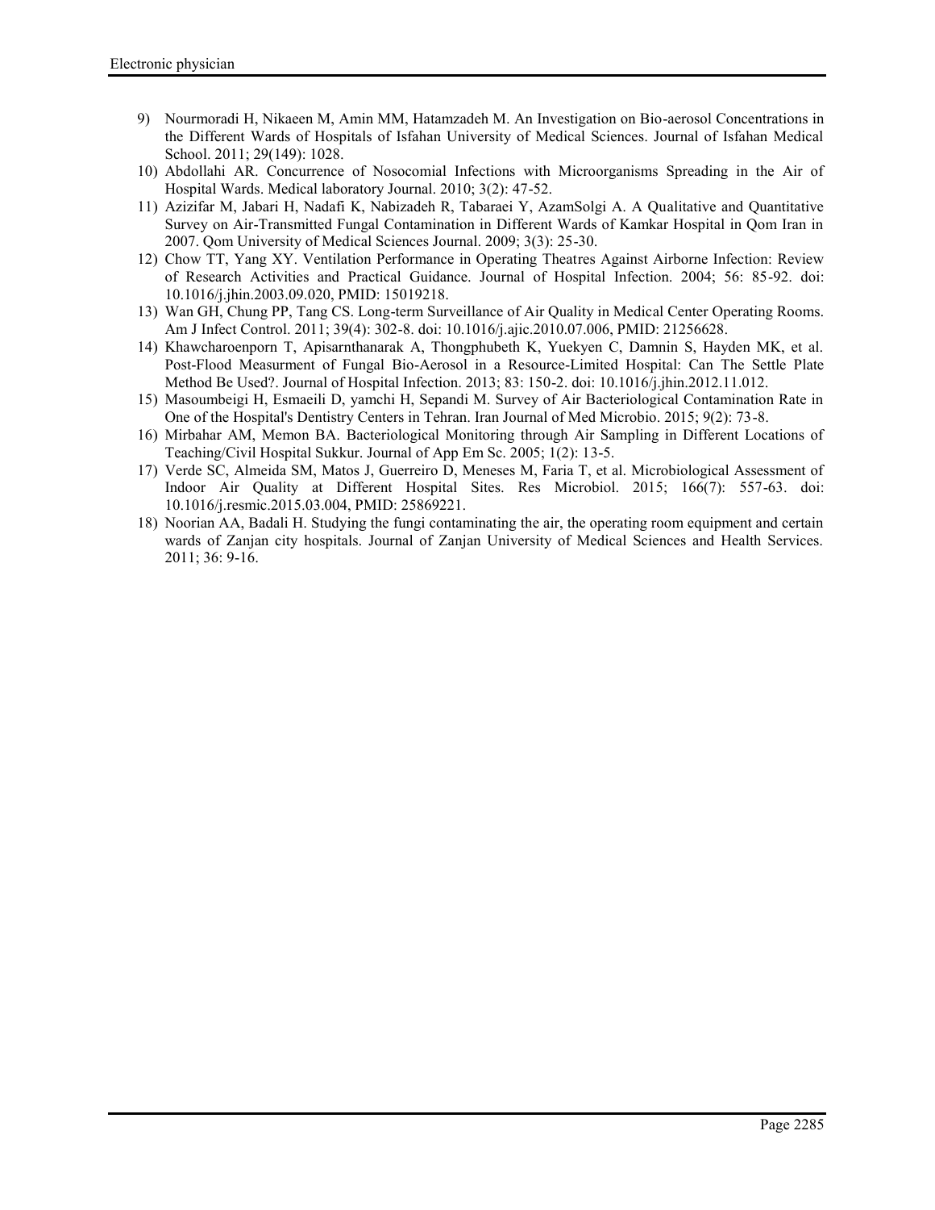9) Nourmoradi H, Nikaeen M, Amin MM, Hatamzadeh M. An Investigation on Bio-aerosol Concentrations in the Different Wards of Hospitals of Isfahan University of Medical Sciences. Journal of Isfahan Medical School. 2011; 29(149): 1028.
10) Abdollahi AR. Concurrence of Nosocomial Infections with Microorganisms Spreading in the Air of Hospital Wards. Medical laboratory Journal. 2010; 3(2): 47-52.
11) Azizifar M, Jabari H, Nadafi K, Nabizadeh R, Tabaraei Y, AzamSolgi A. A Qualitative and Quantitative Survey on Air-Transmitted Fungal Contamination in Different Wards of Kamkar Hospital in Qom Iran in 2007. Qom University of Medical Sciences Journal. 2009; 3(3): 25-30.
12) Chow TT, Yang XY. Ventilation Performance in Operating Theatres Against Airborne Infection: Review of Research Activities and Practical Guidance. Journal of Hospital Infection. 2004; 56: 85-92. doi: 10.1016/j.jhin.2003.09.020, PMID: 15019218.
13) Wan GH, Chung PP, Tang CS. Long-term Surveillance of Air Quality in Medical Center Operating Rooms. Am J Infect Control. 2011; 39(4): 302-8. doi: 10.1016/j.ajic.2010.07.006, PMID: 21256628.
14) Khawcharoenporn T, Apisarnthanarak A, Thongphubeth K, Yuekyen C, Damnin S, Hayden MK, et al. Post-Flood Measurment of Fungal Bio-Aerosol in a Resource-Limited Hospital: Can The Settle Plate Method Be Used?. Journal of Hospital Infection. 2013; 83: 150-2. doi: 10.1016/j.jhin.2012.11.012.
15) Masoumbeigi H, Esmaeili D, yamchi H, Sepandi M. Survey of Air Bacteriological Contamination Rate in One of the Hospital's Dentistry Centers in Tehran. Iran Journal of Med Microbio. 2015; 9(2): 73-8.
16) Mirbahar AM, Memon BA. Bacteriological Monitoring through Air Sampling in Different Locations of Teaching/Civil Hospital Sukkur. Journal of App Em Sc. 2005; 1(2): 13-5.
17) Verde SC, Almeida SM, Matos J, Guerreiro D, Meneses M, Faria T, et al. Microbiological Assessment of Indoor Air Quality at Different Hospital Sites. Res Microbiol. 2015; 166(7): 557-63. doi: 10.1016/j.resmic.2015.03.004, PMID: 25869221.
18) Noorian AA, Badali H. Studying the fungi contaminating the air, the operating room equipment and certain wards of Zanjan city hospitals. Journal of Zanjan University of Medical Sciences and Health Services. 2011; 36: 9-16.